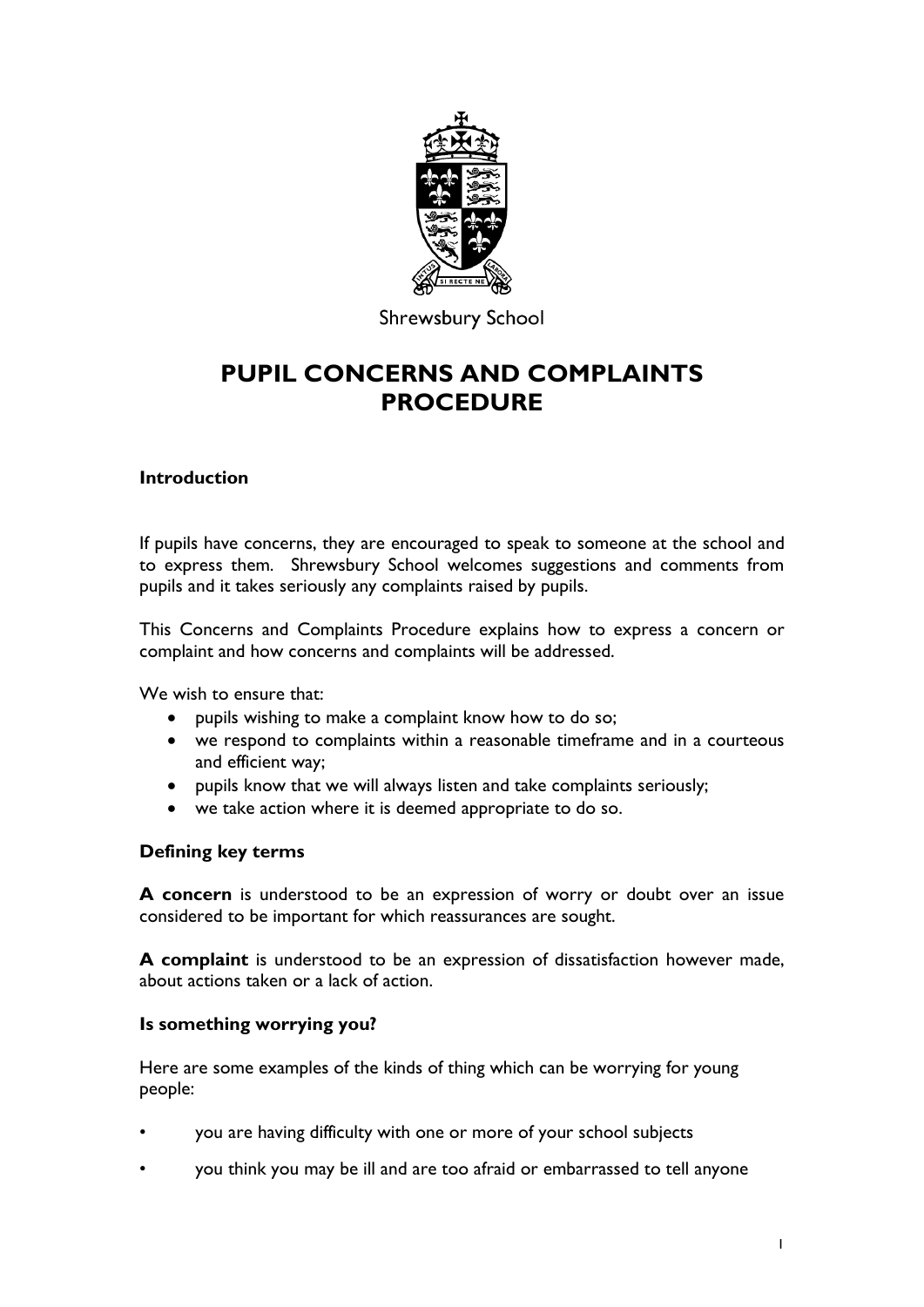Shrewsbury School

# PUPIL CONCERNS AND COMPLAINTS PROCEDURE

## Introduction

If pupils have concerns, they are encouraged to speak to someone at the school and to express them. Shrewsbury School welcomes suggestions and comments from pupils and it takes seriously any complaints raised by pupils.

This Concerns and Complaints Procedure explains how to express a concern or complaint and how concerns and complaints will be addressed.

We wish to ensure that:

- pupils wishing to make a complaint know how to do so;
- we respond to complaints within a reasonable timeframe and in a courteous and efficient way;
- pupils know that we will always listen and take complaints seriously;
- we take action where it is deemed appropriate to do so.

## Defining key terms

**A concern** is understood to be an expression of worry or doubt over an issue considered to be important for which reassurances are sought.

**A complaint** is understood to be an expression of dissatisfaction however made, about actions taken or a lack of action.

## Is something worrying you?

Here are some examples of the kinds of thing which can be worrying for young people:

- you are having difficulty with one or more of your school subjects
- you think you may be ill and are too afraid or embarrassed to tell anyone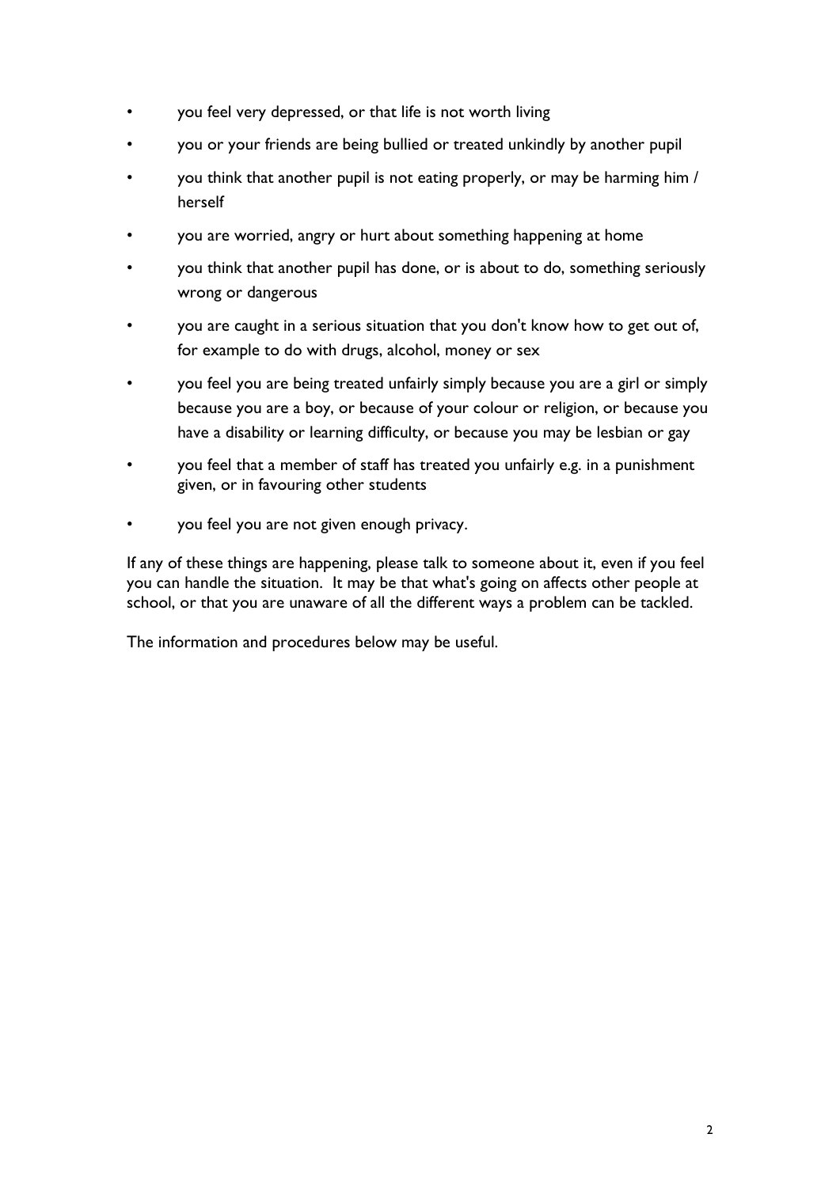- you feel very depressed, or that life is not worth living
- you or your friends are being bullied or treated unkindly by another pupil
- you think that another pupil is not eating properly, or may be harming him / herself
- you are worried, angry or hurt about something happening at home
- you think that another pupil has done, or is about to do, something seriously wrong or dangerous
- you are caught in a serious situation that you don't know how to get out of, for example to do with drugs, alcohol, money or sex
- you feel you are being treated unfairly simply because you are a girl or simply because you are a boy, or because of your colour or religion, or because you have a disability or learning difficulty, or because you may be lesbian or gay
- you feel that a member of staff has treated you unfairly e.g. in a punishment given, or in favouring other students
- you feel you are not given enough privacy.

If any of these things are happening, please talk to someone about it, even if you feel you can handle the situation. It may be that what's going on affects other people at school, or that you are unaware of all the different ways a problem can be tackled.

The information and procedures below may be useful.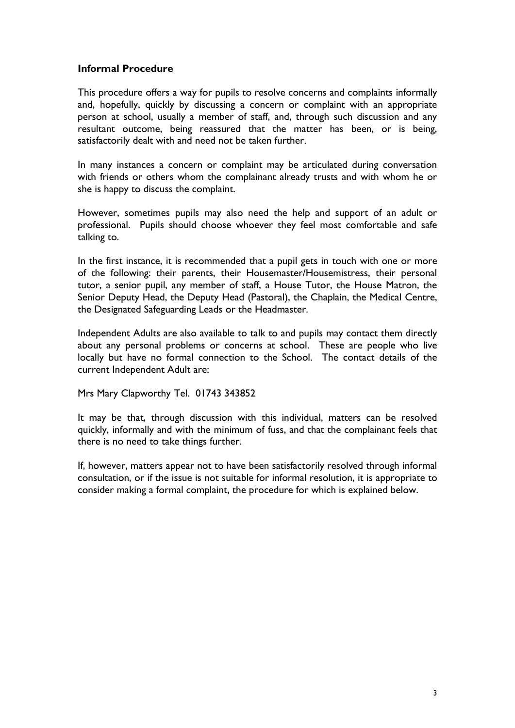### Informal Procedure

This procedure offers a way for pupils to resolve concerns and complaints informally and, hopefully, quickly by discussing a concern or complaint with an appropriate person at school, usually a member of staff, and, through such discussion and any resultant outcome, being reassured that the matter has been, or is being, satisfactorily dealt with and need not be taken further.

In many instances a concern or complaint may be articulated during conversation with friends or others whom the complainant already trusts and with whom he or she is happy to discuss the complaint.

However, sometimes pupils may also need the help and support of an adult or professional. Pupils should choose whoever they feel most comfortable and safe talking to.

In the first instance, it is recommended that a pupil gets in touch with one or more of the following: their parents, their Housemaster/Housemistress, their personal tutor, a senior pupil, any member of staff, a House Tutor, the House Matron, the Senior Deputy Head, the Deputy Head (Pastoral), the Chaplain, the Medical Centre, the Designated Safeguarding Leads or the Headmaster.

Independent Adults are also available to talk to and pupils may contact them directly about any personal problems or concerns at school. These are people who live locally but have no formal connection to the School. The contact details of the current Independent Adult are:

Mrs Mary Clapworthy Tel. 01743 343852

It may be that, through discussion with this individual, matters can be resolved quickly, informally and with the minimum of fuss, and that the complainant feels that there is no need to take things further.

If, however, matters appear not to have been satisfactorily resolved through informal consultation, or if the issue is not suitable for informal resolution, it is appropriate to consider making a formal complaint, the procedure for which is explained below.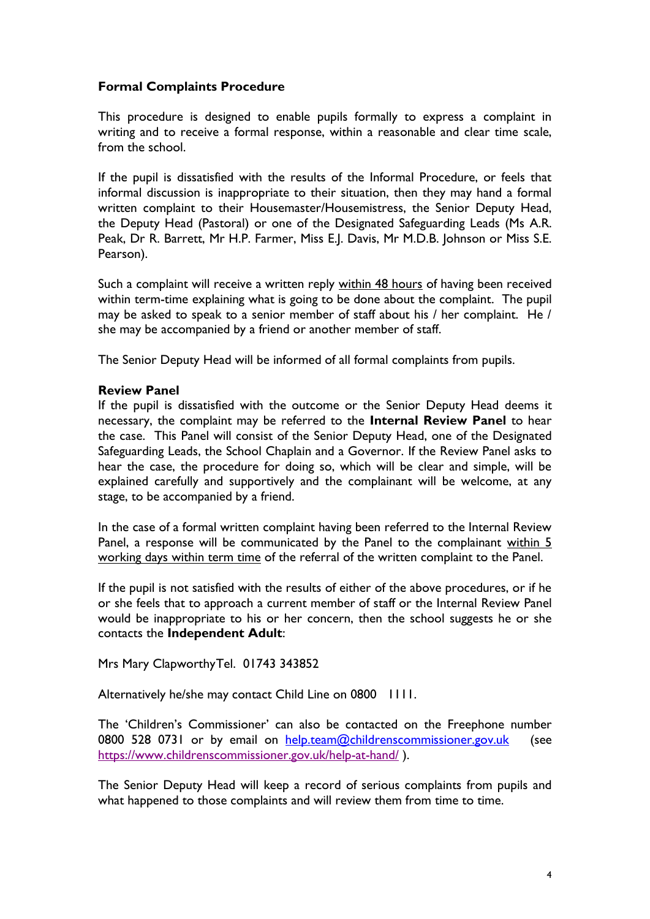## Formal Complaints Procedure

This procedure is designed to enable pupils formally to express a complaint in writing and to receive a formal response, within a reasonable and clear time scale, from the school.

If the pupil is dissatisfied with the results of the Informal Procedure, or feels that informal discussion is inappropriate to their situation, then they may hand a formal written complaint to their Housemaster/Housemistress, the Senior Deputy Head, the Deputy Head (Pastoral) or one of the Designated Safeguarding Leads (Ms A.R. Peak, Dr R. Barrett, Mr H.P. Farmer, Miss E.J. Davis, Mr M.D.B. Johnson or Miss S.E. Pearson).

Such a complaint will receive a written reply <u>within 48 hours</u> of having been received within term-time explaining what is going to be done about the complaint. The pupil may be asked to speak to a senior member of staff about his / her complaint. He / she may be accompanied by a friend or another member of staff.

The Senior Deputy Head will be informed of all formal complaints from pupils.

### Review Panel

If the pupil is dissatisfied with the outcome or the Senior Deputy Head deems it necessary, the complaint may be referred to the **Internal Review Panel** to hear the case. This Panel will consist of the Senior Deputy Head, one of the Designated Safeguarding Leads, the School Chaplain and a Governor. If the Review Panel asks to hear the case, the procedure for doing so, which will be clear and simple, will be explained carefully and supportively and the complainant will be welcome, at any stage, to be accompanied by a friend.

In the case of a formal written complaint having been referred to the Internal Review Panel, a response will be communicated by the Panel to the complainant <u>within 5 working days within term time</u> of the referral of the written complaint to the Panel.

If the pupil is not satisfied with the results of either of the above procedures, or if he or she feels that to approach a current member of staff or the Internal Review Panel would be inappropriate to his or her concern, then the school suggests he or she contacts the **Independent Adult**:

Mrs Mary ClapworthyTel. 01743 343852

Alternatively he/she may contact Child Line on 0800 1111.

The 'Children's Commissioner' can also be contacted on the Freephone number 0800 528 0731 or by email on [help.team@childrenscommissioner.gov.uk](mailto:help.team@childrenscommissioner.gov.uk) (see [https://www.childrenscommissioner.gov.uk/help-at-hand/](https://www.childrenscommissioner.gov.uk/help-at-hand/) ).

The Senior Deputy Head will keep a record of serious complaints from pupils and what happened to those complaints and will review them from time to time.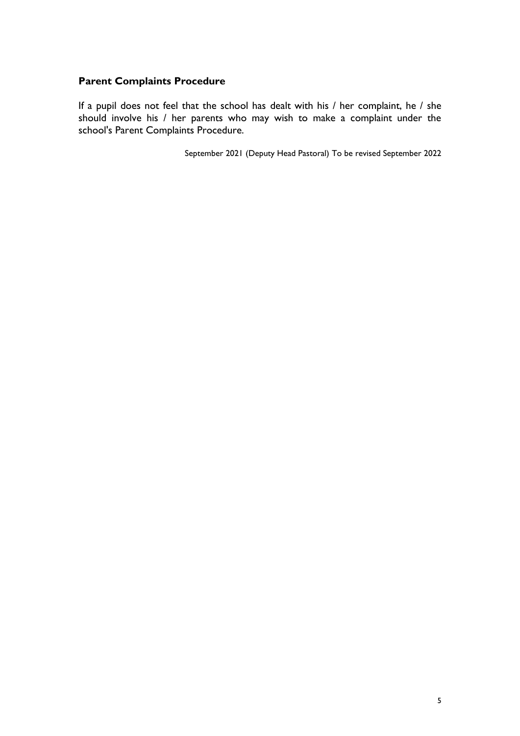### Parent Complaints Procedure

If a pupil does not feel that the school has dealt with his / her complaint, he / she should involve his / her parents who may wish to make a complaint under the school's Parent Complaints Procedure.

September 2021 (Deputy Head Pastoral) To be revised September 2022